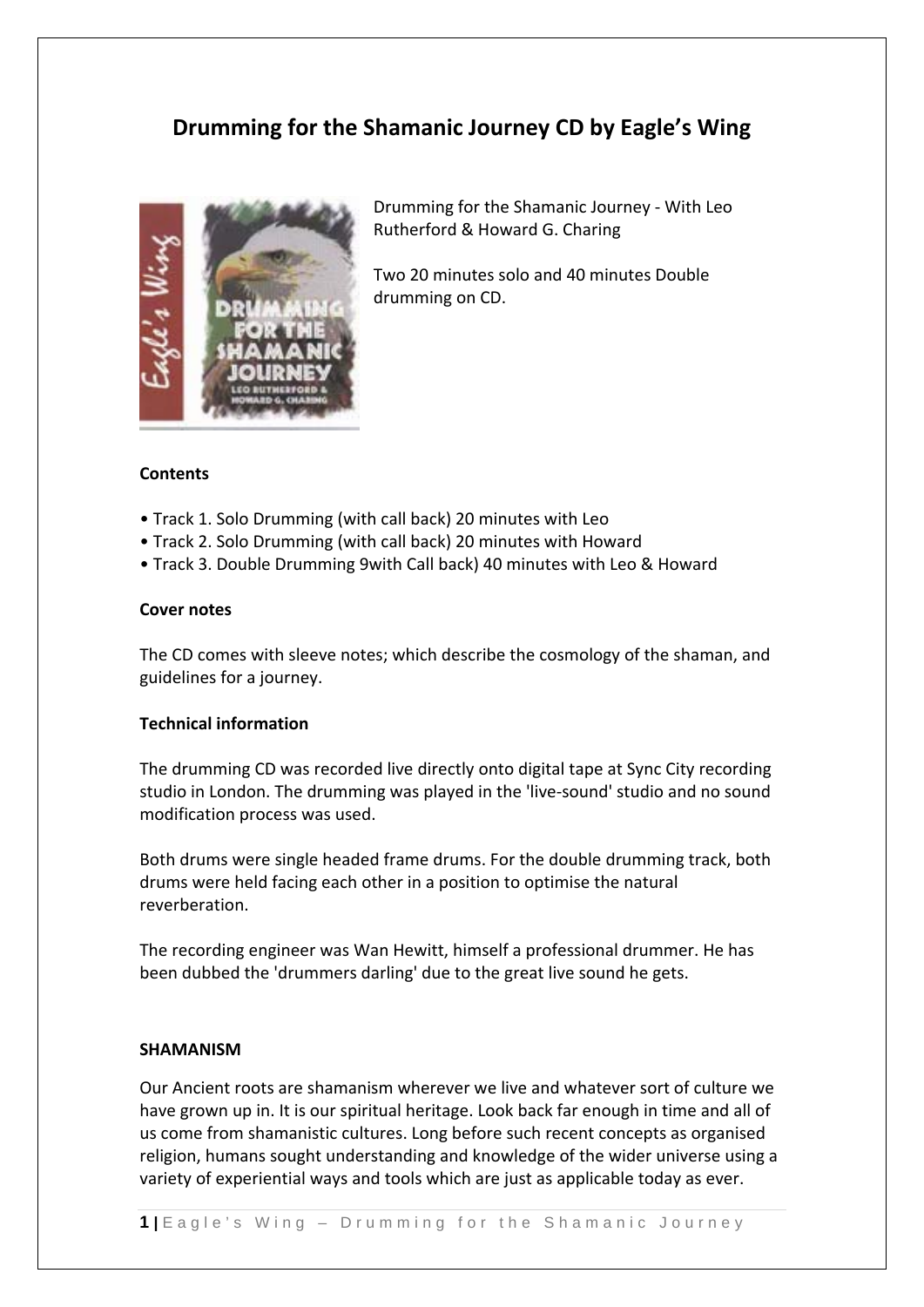# Drumming for the Shamanic Journey CD by Eagle's Wing

Drumming for the Shamanic Journey - With Leo Rutherford & Howard G. Charing

Two 20 minutes solo and 40 minutes Double drumming on CD.

**Contents**

- Track 1. Solo Drumming (with call back) 20 minutes with Leo
- Track 2. Solo Drumming (with call back) 20 minutes with Howard
- Track 3. Double Drumming 9with Call back) 40 minutes with Leo & Howard

**Cover notes**

The CD comes with sleeve notes; which describe the cosmology of the shaman, and guidelines for a journey.

**Technical information**

The drumming CD was recorded live directly onto digital tape at Sync City recording studio in London. The drumming was played in the 'live-sound' studio and no sound modification process was used.

Both drums were single headed frame drums. For the double drumming track, both drums were held facing each other in a position to optimise the natural reverberation.

The recording engineer was Wan Hewitt, himself a professional drummer. He has been dubbed the 'drummers darling' due to the great live sound he gets.

**SHAMANISM**

Our Ancient roots are shamanism wherever we live and whatever sort of culture we have grown up in. It is our spiritual heritage. Look back far enough in time and all of us come from shamanistic cultures. Long before such recent concepts as organised religion, humans sought understanding and knowledge of the wider universe using a variety of experiential ways and tools which are just as applicable today as ever.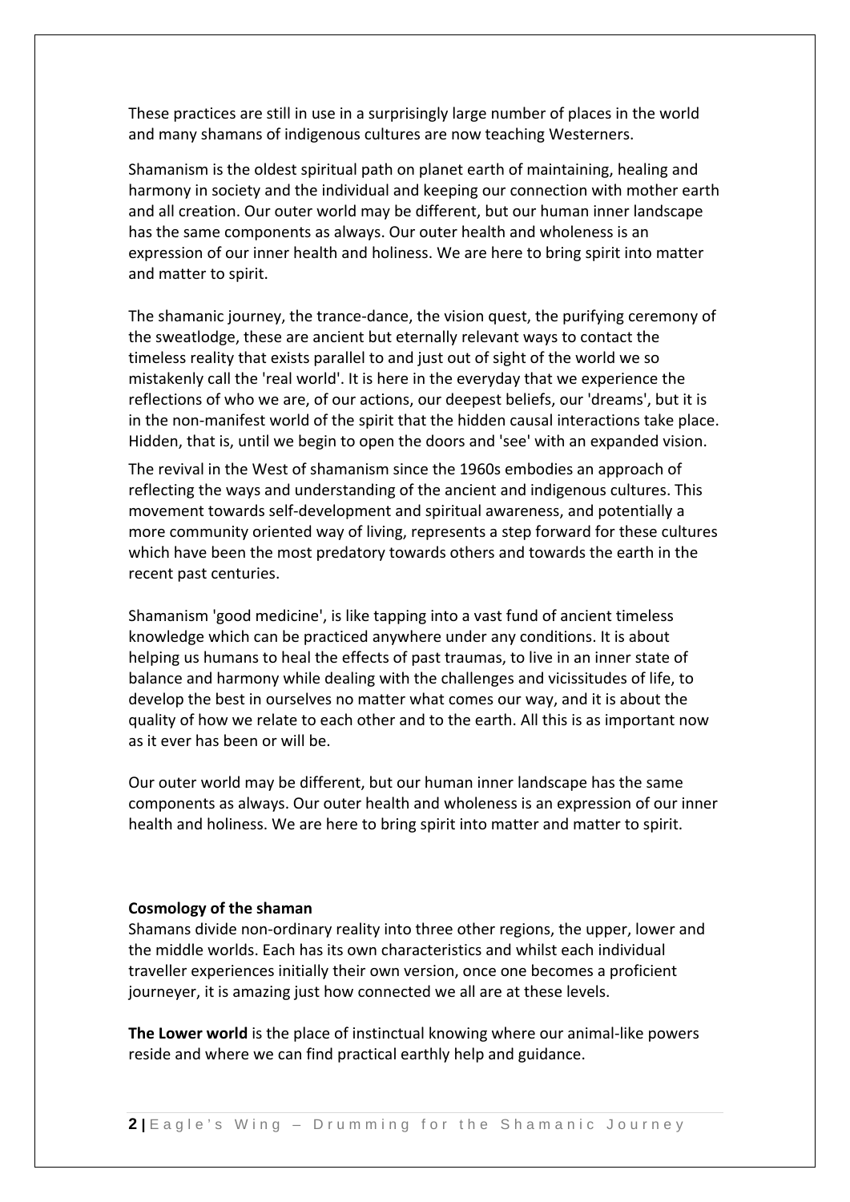These practices are still in use in a surprisingly large number of places in the world and many shamans of indigenous cultures are now teaching Westerners.

Shamanism is the oldest spiritual path on planet earth of maintaining, healing and harmony in society and the individual and keeping our connection with mother earth and all creation. Our outer world may be different, but our human inner landscape has the same components as always. Our outer health and wholeness is an expression of our inner health and holiness. We are here to bring spirit into matter and matter to spirit.

The shamanic journey, the trance-dance, the vision quest, the purifying ceremony of the sweatlodge, these are ancient but eternally relevant ways to contact the timeless reality that exists parallel to and just out of sight of the world we so mistakenly call the 'real world'. It is here in the everyday that we experience the reflections of who we are, of our actions, our deepest beliefs, our 'dreams', but it is in the non-manifest world of the spirit that the hidden causal interactions take place. Hidden, that is, until we begin to open the doors and 'see' with an expanded vision.

The revival in the West of shamanism since the 1960s embodies an approach of reflecting the ways and understanding of the ancient and indigenous cultures. This movement towards self-development and spiritual awareness, and potentially a more community oriented way of living, represents a step forward for these cultures which have been the most predatory towards others and towards the earth in the recent past centuries.

Shamanism 'good medicine', is like tapping into a vast fund of ancient timeless knowledge which can be practiced anywhere under any conditions. It is about helping us humans to heal the effects of past traumas, to live in an inner state of balance and harmony while dealing with the challenges and vicissitudes of life, to develop the best in ourselves no matter what comes our way, and it is about the quality of how we relate to each other and to the earth. All this is as important now as it ever has been or will be.

Our outer world may be different, but our human inner landscape has the same components as always. Our outer health and wholeness is an expression of our inner health and holiness. We are here to bring spirit into matter and matter to spirit.

**Cosmology of the shaman**

Shamans divide non-ordinary reality into three other regions, the upper, lower and the middle worlds. Each has its own characteristics and whilst each individual traveller experiences initially their own version, once one becomes a proficient journeyer, it is amazing just how connected we all are at these levels.

**The Lower world** is the place of instinctual knowing where our animal-like powers reside and where we can find practical earthly help and guidance.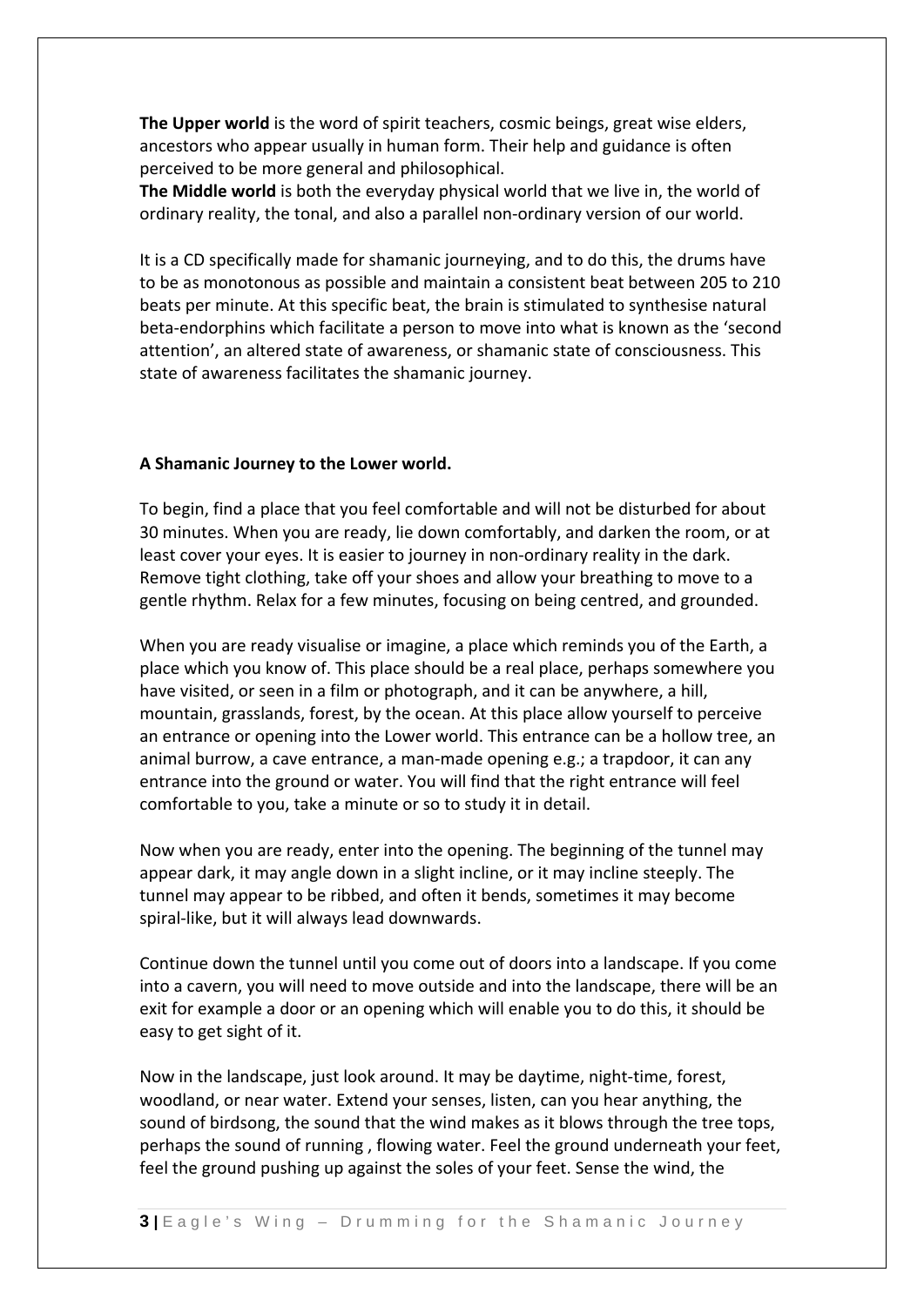**The Upper world** is the word of spirit teachers, cosmic beings, great wise elders, ancestors who appear usually in human form. Their help and guidance is often perceived to be more general and philosophical.
**The Middle world** is both the everyday physical world that we live in, the world of ordinary reality, the tonal, and also a parallel non-ordinary version of our world.

It is a CD specifically made for shamanic journeying, and to do this, the drums have to be as monotonous as possible and maintain a consistent beat between 205 to 210 beats per minute. At this specific beat, the brain is stimulated to synthesise natural beta-endorphins which facilitate a person to move into what is known as the 'second attention', an altered state of awareness, or shamanic state of consciousness. This state of awareness facilitates the shamanic journey.

**A Shamanic Journey to the Lower world.**

To begin, find a place that you feel comfortable and will not be disturbed for about 30 minutes. When you are ready, lie down comfortably, and darken the room, or at least cover your eyes. It is easier to journey in non-ordinary reality in the dark. Remove tight clothing, take off your shoes and allow your breathing to move to a gentle rhythm. Relax for a few minutes, focusing on being centred, and grounded.

When you are ready visualise or imagine, a place which reminds you of the Earth, a place which you know of. This place should be a real place, perhaps somewhere you have visited, or seen in a film or photograph, and it can be anywhere, a hill, mountain, grasslands, forest, by the ocean. At this place allow yourself to perceive an entrance or opening into the Lower world. This entrance can be a hollow tree, an animal burrow, a cave entrance, a man-made opening e.g.; a trapdoor, it can any entrance into the ground or water. You will find that the right entrance will feel comfortable to you, take a minute or so to study it in detail.

Now when you are ready, enter into the opening. The beginning of the tunnel may appear dark, it may angle down in a slight incline, or it may incline steeply. The tunnel may appear to be ribbed, and often it bends, sometimes it may become spiral-like, but it will always lead downwards.

Continue down the tunnel until you come out of doors into a landscape. If you come into a cavern, you will need to move outside and into the landscape, there will be an exit for example a door or an opening which will enable you to do this, it should be easy to get sight of it.

Now in the landscape, just look around. It may be daytime, night-time, forest, woodland, or near water. Extend your senses, listen, can you hear anything, the sound of birdsong, the sound that the wind makes as it blows through the tree tops, perhaps the sound of running , flowing water. Feel the ground underneath your feet, feel the ground pushing up against the soles of your feet. Sense the wind, the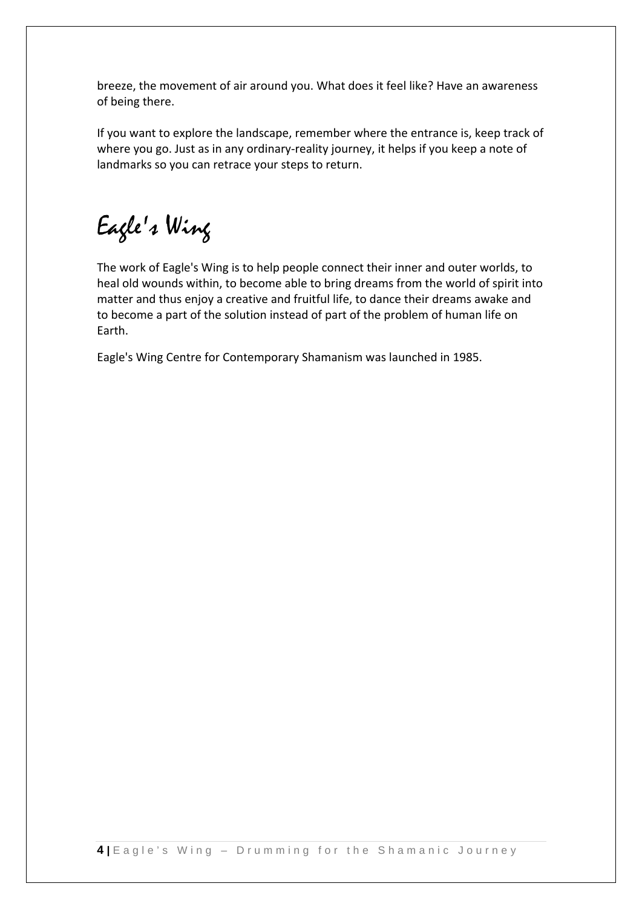breeze, the movement of air around you. What does it feel like? Have an awareness of being there.

If you want to explore the landscape, remember where the entrance is, keep track of where you go. Just as in any ordinary-reality journey, it helps if you keep a note of landmarks so you can retrace your steps to return.

# Eagle's Wing

The work of Eagle's Wing is to help people connect their inner and outer worlds, to heal old wounds within, to become able to bring dreams from the world of spirit into matter and thus enjoy a creative and fruitful life, to dance their dreams awake and to become a part of the solution instead of part of the problem of human life on Earth.

Eagle's Wing Centre for Contemporary Shamanism was launched in 1985.